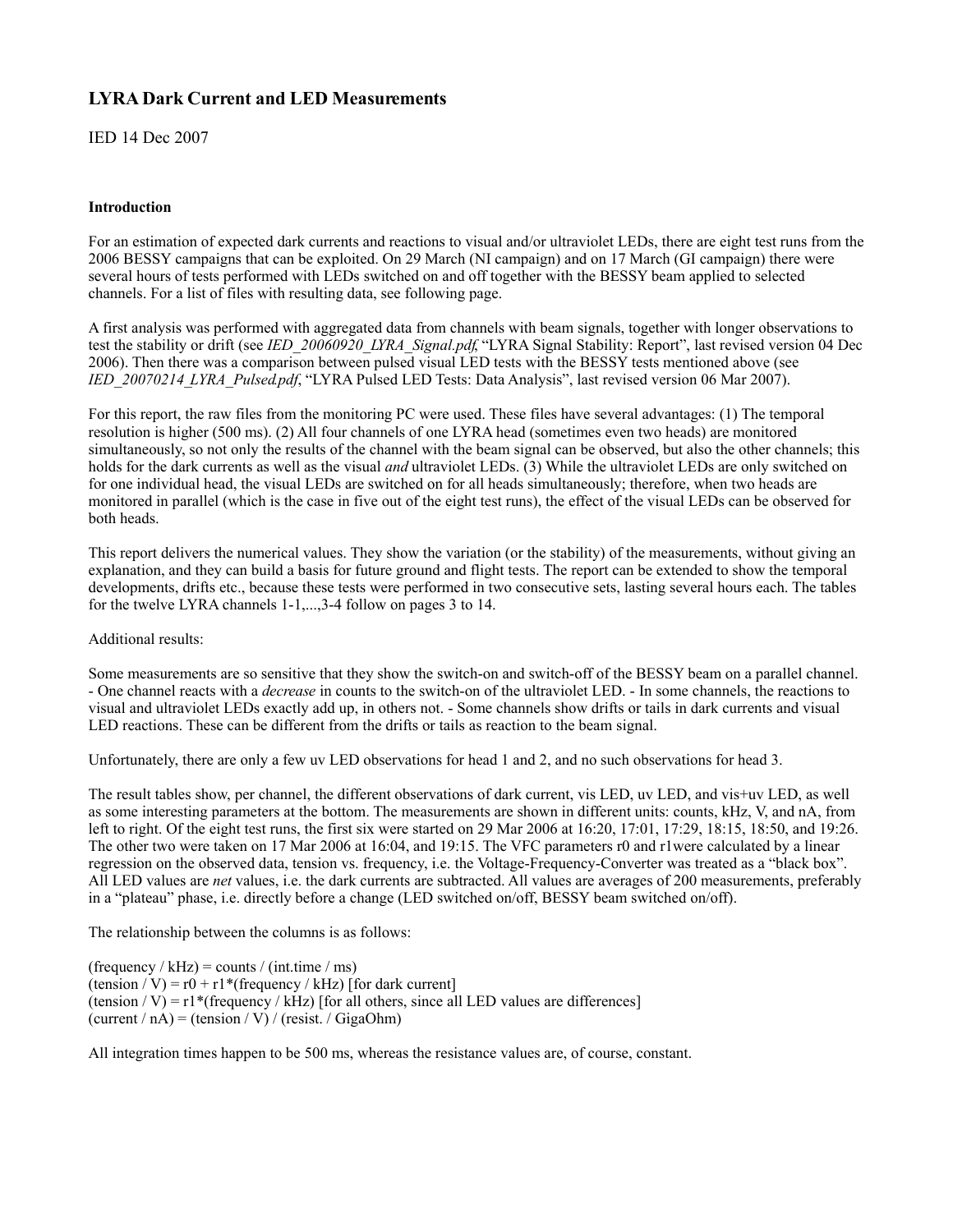# LYRA Dark Current and LED Measurements

IED 14 Dec 2007

**Introduction**

For an estimation of expected dark currents and reactions to visual and/or ultraviolet LEDs, there are eight test runs from the 2006 BESSY campaigns that can be exploited. On 29 March (NI campaign) and on 17 March (GI campaign) there were several hours of tests performed with LEDs switched on and off together with the BESSY beam applied to selected channels. For a list of files with resulting data, see following page.

A first analysis was performed with aggregated data from channels with beam signals, together with longer observations to test the stability or drift (see *IED_20060920_LYRA_Signal.pdf*, "LYRA Signal Stability: Report", last revised version 04 Dec 2006). Then there was a comparison between pulsed visual LED tests with the BESSY tests mentioned above (see *IED_20070214_LYRA_Pulsed.pdf*, "LYRA Pulsed LED Tests: Data Analysis", last revised version 06 Mar 2007).

For this report, the raw files from the monitoring PC were used. These files have several advantages: (1) The temporal resolution is higher (500 ms). (2) All four channels of one LYRA head (sometimes even two heads) are monitored simultaneously, so not only the results of the channel with the beam signal can be observed, but also the other channels; this holds for the dark currents as well as the visual *and* ultraviolet LEDs. (3) While the ultraviolet LEDs are only switched on for one individual head, the visual LEDs are switched on for all heads simultaneously; therefore, when two heads are monitored in parallel (which is the case in five out of the eight test runs), the effect of the visual LEDs can be observed for both heads.

This report delivers the numerical values. They show the variation (or the stability) of the measurements, without giving an explanation, and they can build a basis for future ground and flight tests. The report can be extended to show the temporal developments, drifts etc., because these tests were performed in two consecutive sets, lasting several hours each. The tables for the twelve LYRA channels 1-1,...,3-4 follow on pages 3 to 14.

Additional results:

Some measurements are so sensitive that they show the switch-on and switch-off of the BESSY beam on a parallel channel. - One channel reacts with a *decrease* in counts to the switch-on of the ultraviolet LED. - In some channels, the reactions to visual and ultraviolet LEDs exactly add up, in others not. - Some channels show drifts or tails in dark currents and visual LED reactions. These can be different from the drifts or tails as reaction to the beam signal.

Unfortunately, there are only a few uv LED observations for head 1 and 2, and no such observations for head 3.

The result tables show, per channel, the different observations of dark current, vis LED, uv LED, and vis+uv LED, as well as some interesting parameters at the bottom. The measurements are shown in different units: counts, kHz, V, and nA, from left to right. Of the eight test runs, the first six were started on 29 Mar 2006 at 16:20, 17:01, 17:29, 18:15, 18:50, and 19:26. The other two were taken on 17 Mar 2006 at 16:04, and 19:15. The VFC parameters r0 and r1were calculated by a linear regression on the observed data, tension vs. frequency, i.e. the Voltage-Frequency-Converter was treated as a "black box". All LED values are *net* values, i.e. the dark currents are subtracted. All values are averages of 200 measurements, preferably in a "plateau" phase, i.e. directly before a change (LED switched on/off, BESSY beam switched on/off).

The relationship between the columns is as follows:

(frequency / kHz) = counts / (int.time / ms)
(tension / V) = r0 + r1*(frequency / kHz) [for dark current]
(tension / V) = r1*(frequency / kHz) [for all others, since all LED values are differences]
(current / nA) = (tension / V) / (resist. / GigaOhm)

All integration times happen to be 500 ms, whereas the resistance values are, of course, constant.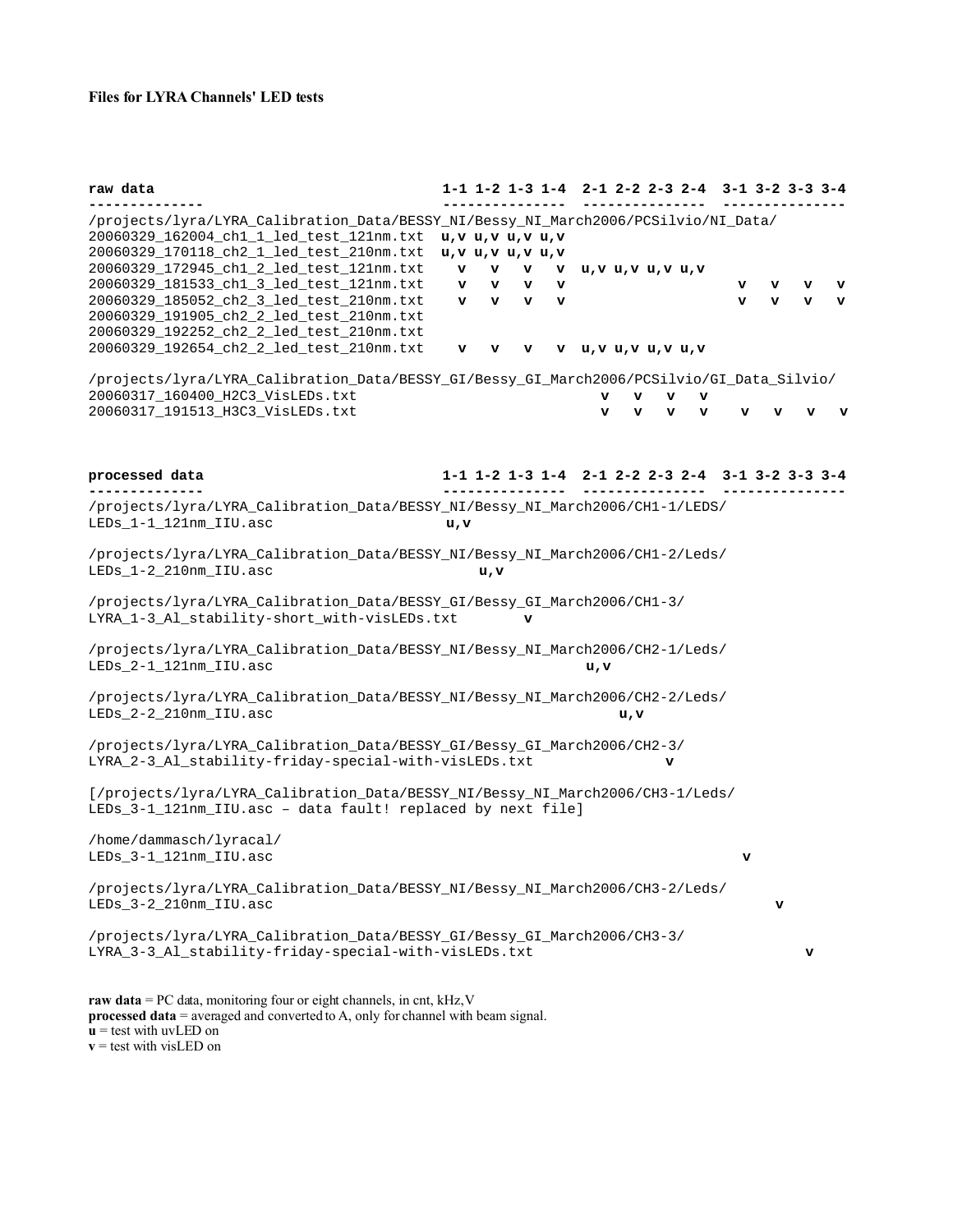**Files for LYRA Channels' LED tests**

| raw data | 1-1 | 1-2 | 1-3 | 1-4 | 2-1 | 2-2 | 2-3 | 2-4 | 3-1 | 3-2 | 3-3 | 3-4 |
|---|---|---|---|---|---|---|---|---|---|---|---|---|
| /projects/lyra/LYRA_Calibration_Data/BESSY_NI/Bessy_NI_March2006/PCSilvio/NI_Data/ | | | | | | | | | | | | |
| 20060329_162004_ch1_1_led_test_121nm.txt | u,v | u,v | u,v | u,v | | | | | | | | |
| 20060329_170118_ch2_1_led_test_210nm.txt | u,v | u,v | u,v | u,v | | | | | | | | |
| 20060329_172945_ch1_2_led_test_121nm.txt | v | v | v | v | u,v | u,v | u,v | u,v | | | | |
| 20060329_181533_ch1_3_led_test_121nm.txt | v | v | v | v | | | | | v | v | v | v |
| 20060329_185052_ch2_3_led_test_210nm.txt | v | v | v | v | | | | | v | v | v | v |
| 20060329_191905_ch2_2_led_test_210nm.txt | | | | | | | | | | | | |
| 20060329_192252_ch2_2_led_test_210nm.txt | | | | | | | | | | | | |
| 20060329_192654_ch2_2_led_test_210nm.txt | v | v | v | v | u,v | u,v | u,v | u,v | | | | |
| /projects/lyra/LYRA_Calibration_Data/BESSY_GI/Bessy_GI_March2006/PCSilvio/GI_Data_Silvio/ | | | | | | | | | | | | |
| 20060317_160400_H2C3_VisLEDs.txt | | | | | v | v | v | v | | | | |
| 20060317_191513_H3C3_VisLEDs.txt | | | | | v | v | v | v | v | v | v | v |

| processed data | 1-1 | 1-2 | 1-3 | 1-4 | 2-1 | 2-2 | 2-3 | 2-4 | 3-1 | 3-2 | 3-3 | 3-4 |
|---|---|---|---|---|---|---|---|---|---|---|---|---|
| /projects/lyra/LYRA_Calibration_Data/BESSY_NI/Bessy_NI_March2006/CH1-1/LEDS/ LEDs_1-1_121nm_IIU.asc | u,v | | | | | | | | | | | |
| /projects/lyra/LYRA_Calibration_Data/BESSY_NI/Bessy_NI_March2006/CH1-2/Leds/ LEDs_1-2_210nm_IIU.asc | | u,v | | | | | | | | | | |
| /projects/lyra/LYRA_Calibration_Data/BESSY_GI/Bessy_GI_March2006/CH1-3/ LYRA_1-3_Al_stability-short_with-visLEDs.txt | | | v | | | | | | | | | |
| /projects/lyra/LYRA_Calibration_Data/BESSY_NI/Bessy_NI_March2006/CH2-1/Leds/ LEDs_2-1_121nm_IIU.asc | | | | | u,v | | | | | | | |
| /projects/lyra/LYRA_Calibration_Data/BESSY_NI/Bessy_NI_March2006/CH2-2/Leds/ LEDs_2-2_210nm_IIU.asc | | | | | | u,v | | | | | | |
| /projects/lyra/LYRA_Calibration_Data/BESSY_GI/Bessy_GI_March2006/CH2-3/ LYRA_2-3_Al_stability-friday-special-with-visLEDs.txt | | | | | | | v | | | | | |
| [/projects/lyra/LYRA_Calibration_Data/BESSY_NI/Bessy_NI_March2006/CH3-1/Leds/ LEDs_3-1_121nm_IIU.asc – data fault! replaced by next file] | | | | | | | | | | | | |
| /home/dammasch/lyracal/ LEDs_3-1_121nm_IIU.asc | | | | | | | | | v | | | |
| /projects/lyra/LYRA_Calibration_Data/BESSY_NI/Bessy_NI_March2006/CH3-2/Leds/ LEDs_3-2_210nm_IIU.asc | | | | | | | | | | v | | |
| /projects/lyra/LYRA_Calibration_Data/BESSY_GI/Bessy_GI_March2006/CH3-3/ LYRA_3-3_Al_stability-friday-special-with-visLEDs.txt | | | | | | | | | | | v | |

**raw data** = PC data, monitoring four or eight channels, in cnt, kHz, V
**processed data** = averaged and converted to A, only for channel with beam signal.
**u** = test with uvLED on
**v** = test with visLED on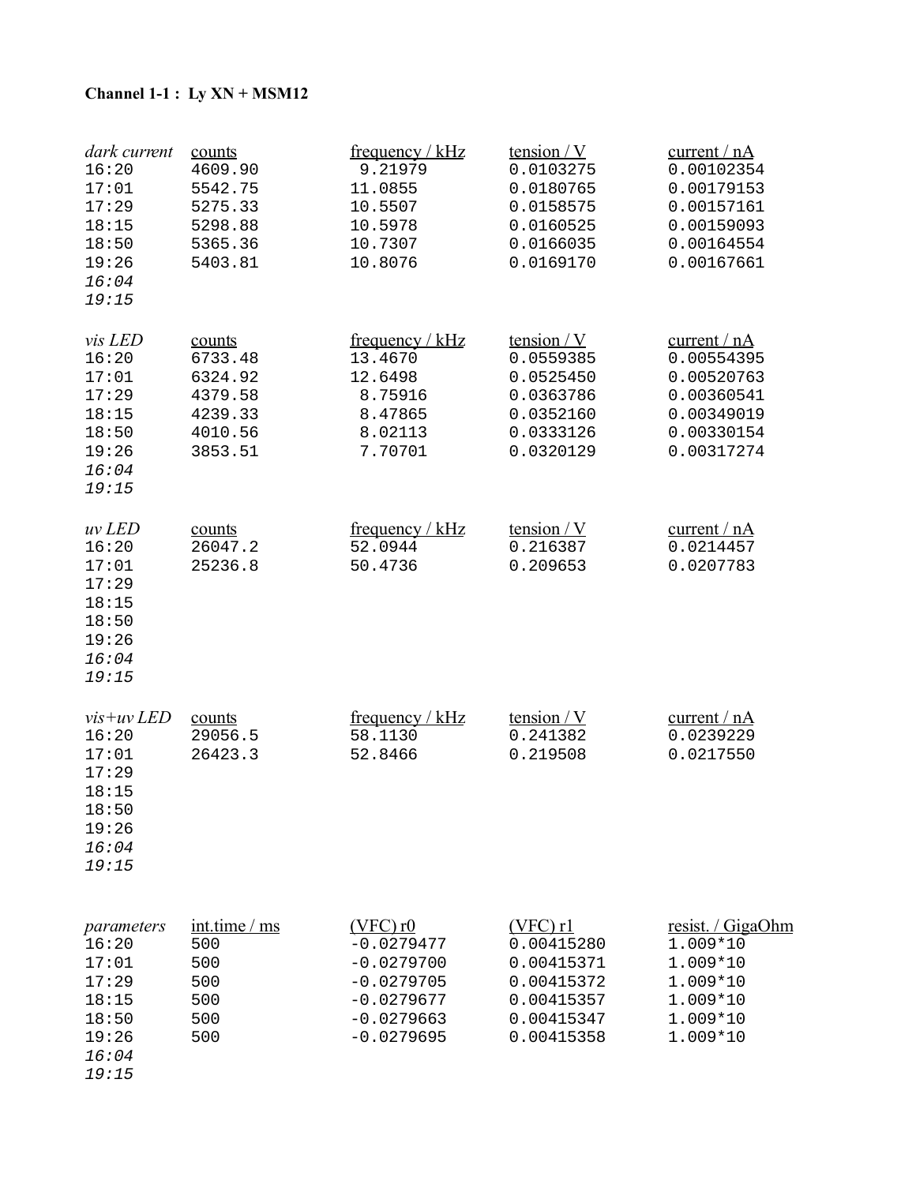**Channel 1-1 : Ly XN + MSM12**

| *dark current* | counts | frequency / kHz | tension / V | current / nA |
|---|---|---|---|---|
| 16:20 | 4609.90 | 9.21979 | 0.0103275 | 0.00102354 |
| 17:01 | 5542.75 | 11.0855 | 0.0180765 | 0.00179153 |
| 17:29 | 5275.33 | 10.5507 | 0.0158575 | 0.00157161 |
| 18:15 | 5298.88 | 10.5978 | 0.0160525 | 0.00159093 |
| 18:50 | 5365.36 | 10.7307 | 0.0166035 | 0.00164554 |
| 19:26 | 5403.81 | 10.8076 | 0.0169170 | 0.00167661 |
| *16:04* | | | | |
| *19:15* | | | | |

| *vis LED* | counts | frequency / kHz | tension / V | current / nA |
|---|---|---|---|---|
| 16:20 | 6733.48 | 13.4670 | 0.0559385 | 0.00554395 |
| 17:01 | 6324.92 | 12.6498 | 0.0525450 | 0.00520763 |
| 17:29 | 4379.58 | 8.75916 | 0.0363786 | 0.00360541 |
| 18:15 | 4239.33 | 8.47865 | 0.0352160 | 0.00349019 |
| 18:50 | 4010.56 | 8.02113 | 0.0333126 | 0.00330154 |
| 19:26 | 3853.51 | 7.70701 | 0.0320129 | 0.00317274 |
| *16:04* | | | | |
| *19:15* | | | | |

| *uv LED* | counts | frequency / kHz | tension / V | current / nA |
|---|---|---|---|---|
| 16:20 | 26047.2 | 52.0944 | 0.216387 | 0.0214457 |
| 17:01 | 25236.8 | 50.4736 | 0.209653 | 0.0207783 |
| 17:29 | | | | |
| 18:15 | | | | |
| 18:50 | | | | |
| 19:26 | | | | |
| *16:04* | | | | |
| *19:15* | | | | |

| *vis+uv LED* | counts | frequency / kHz | tension / V | current / nA |
|---|---|---|---|---|
| 16:20 | 29056.5 | 58.1130 | 0.241382 | 0.0239229 |
| 17:01 | 26423.3 | 52.8466 | 0.219508 | 0.0217550 |
| 17:29 | | | | |
| 18:15 | | | | |
| 18:50 | | | | |
| 19:26 | | | | |
| *16:04* | | | | |
| *19:15* | | | | |

| *parameters* | int.time / ms | (VFC) r0 | (VFC) r1 | resist. / GigaOhm |
|---|---|---|---|---|
| 16:20 | 500 | -0.0279477 | 0.00415280 | 1.009*10 |
| 17:01 | 500 | -0.0279700 | 0.00415371 | 1.009*10 |
| 17:29 | 500 | -0.0279705 | 0.00415372 | 1.009*10 |
| 18:15 | 500 | -0.0279677 | 0.00415357 | 1.009*10 |
| 18:50 | 500 | -0.0279663 | 0.00415347 | 1.009*10 |
| 19:26 | 500 | -0.0279695 | 0.00415358 | 1.009*10 |
| *16:04* | | | | |
| *19:15* | | | | |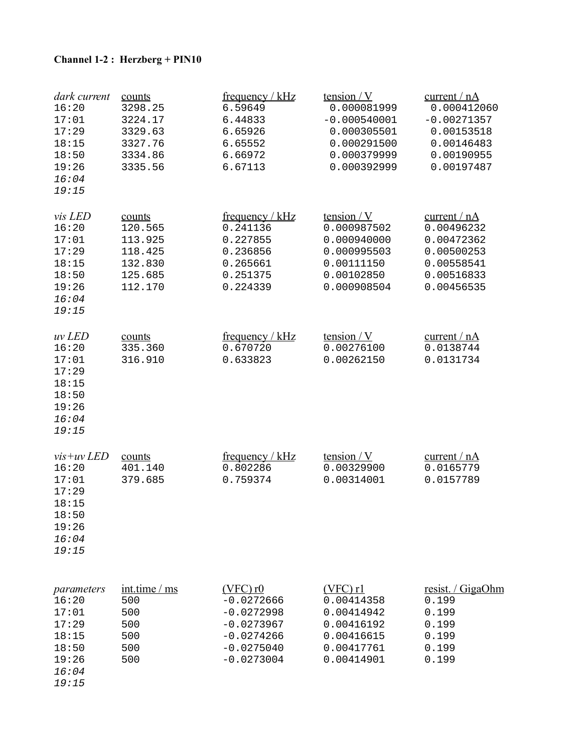**Channel 1-2 : Herzberg + PIN10**

| *dark current* | counts | frequency / kHz | tension / V | current / nA |
|---|---|---|---|---|
| 16:20 | 3298.25 | 6.59649 | 0.000081999 | 0.000412060 |
| 17:01 | 3224.17 | 6.44833 | -0.000540001 | -0.00271357 |
| 17:29 | 3329.63 | 6.65926 | 0.000305501 | 0.00153518 |
| 18:15 | 3327.76 | 6.65552 | 0.000291500 | 0.00146483 |
| 18:50 | 3334.86 | 6.66972 | 0.000379999 | 0.00190955 |
| 19:26 | 3335.56 | 6.67113 | 0.000392999 | 0.00197487 |
| *16:04* | | | | |
| *19:15* | | | | |

| *vis LED* | counts | frequency / kHz | tension / V | current / nA |
|---|---|---|---|---|
| 16:20 | 120.565 | 0.241136 | 0.000987502 | 0.00496232 |
| 17:01 | 113.925 | 0.227855 | 0.000940000 | 0.00472362 |
| 17:29 | 118.425 | 0.236856 | 0.000995503 | 0.00500253 |
| 18:15 | 132.830 | 0.265661 | 0.00111150 | 0.00558541 |
| 18:50 | 125.685 | 0.251375 | 0.00102850 | 0.00516833 |
| 19:26 | 112.170 | 0.224339 | 0.000908504 | 0.00456535 |
| *16:04* | | | | |
| *19:15* | | | | |

| *uv LED* | counts | frequency / kHz | tension / V | current / nA |
|---|---|---|---|---|
| 16:20 | 335.360 | 0.670720 | 0.00276100 | 0.0138744 |
| 17:01 | 316.910 | 0.633823 | 0.00262150 | 0.0131734 |
| 17:29 | | | | |
| 18:15 | | | | |
| 18:50 | | | | |
| 19:26 | | | | |
| *16:04* | | | | |
| *19:15* | | | | |

| *vis+uv LED* | counts | frequency / kHz | tension / V | current / nA |
|---|---|---|---|---|
| 16:20 | 401.140 | 0.802286 | 0.00329900 | 0.0165779 |
| 17:01 | 379.685 | 0.759374 | 0.00314001 | 0.0157789 |
| 17:29 | | | | |
| 18:15 | | | | |
| 18:50 | | | | |
| 19:26 | | | | |
| *16:04* | | | | |
| *19:15* | | | | |

| *parameters* | int.time / ms | (VFC) r0 | (VFC) r1 | resist. / GigaOhm |
|---|---|---|---|---|
| 16:20 | 500 | -0.0272666 | 0.00414358 | 0.199 |
| 17:01 | 500 | -0.0272998 | 0.00414942 | 0.199 |
| 17:29 | 500 | -0.0273967 | 0.00416192 | 0.199 |
| 18:15 | 500 | -0.0274266 | 0.00416615 | 0.199 |
| 18:50 | 500 | -0.0275040 | 0.00417761 | 0.199 |
| 19:26 | 500 | -0.0273004 | 0.00414901 | 0.199 |
| *16:04* | | | | |
| *19:15* | | | | |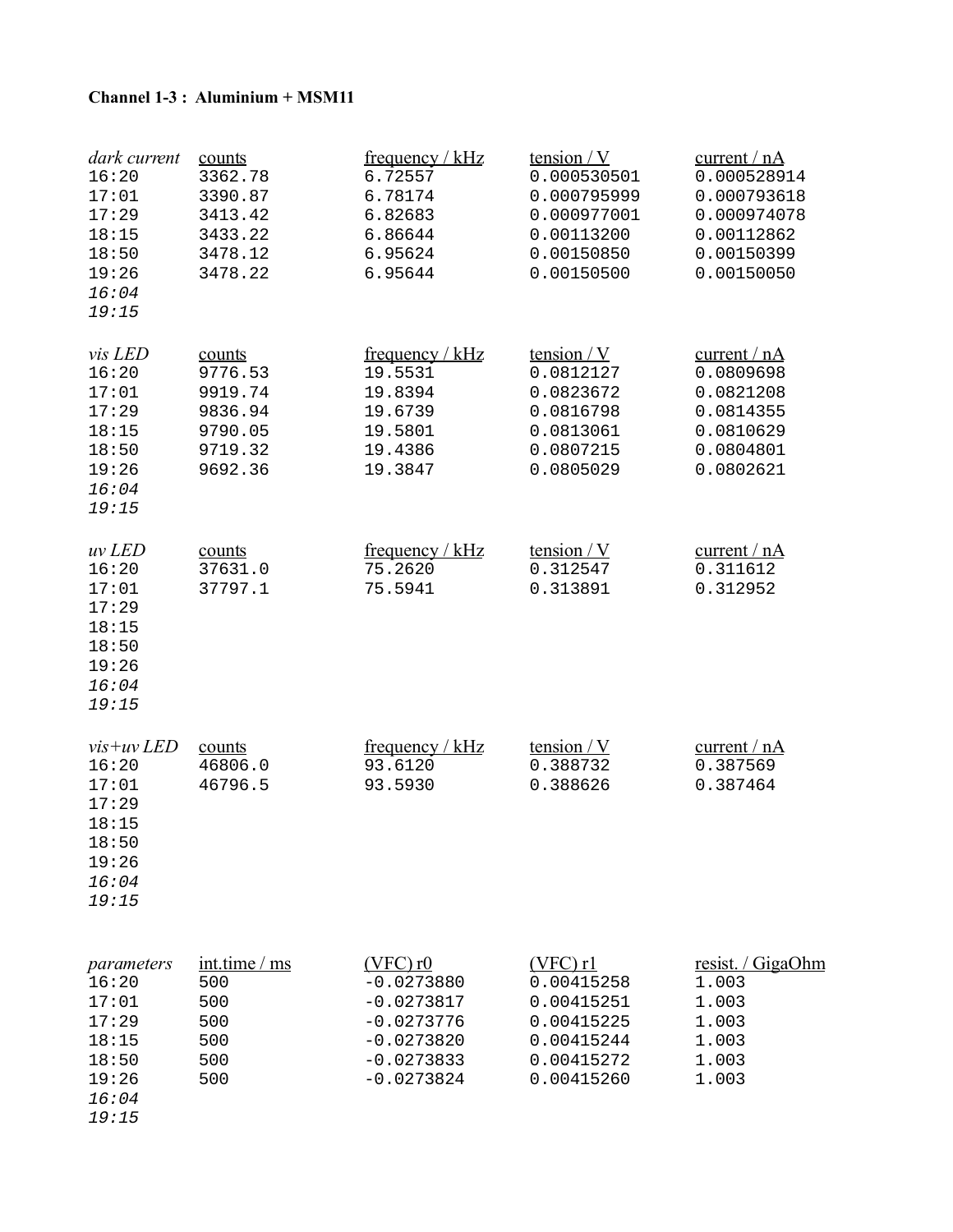**Channel 1-3 : Aluminium + MSM11**

| *dark current* | counts | frequency / kHz | tension / V | current / nA |
|---|---|---|---|---|
| 16:20 | 3362.78 | 6.72557 | 0.000530501 | 0.000528914 |
| 17:01 | 3390.87 | 6.78174 | 0.000795999 | 0.000793618 |
| 17:29 | 3413.42 | 6.82683 | 0.000977001 | 0.000974078 |
| 18:15 | 3433.22 | 6.86644 | 0.00113200 | 0.00112862 |
| 18:50 | 3478.12 | 6.95624 | 0.00150850 | 0.00150399 |
| 19:26 | 3478.22 | 6.95644 | 0.00150500 | 0.00150050 |
| *16:04* | | | | |
| *19:15* | | | | |

| *vis LED* | counts | frequency / kHz | tension / V | current / nA |
|---|---|---|---|---|
| 16:20 | 9776.53 | 19.5531 | 0.0812127 | 0.0809698 |
| 17:01 | 9919.74 | 19.8394 | 0.0823672 | 0.0821208 |
| 17:29 | 9836.94 | 19.6739 | 0.0816798 | 0.0814355 |
| 18:15 | 9790.05 | 19.5801 | 0.0813061 | 0.0810629 |
| 18:50 | 9719.32 | 19.4386 | 0.0807215 | 0.0804801 |
| 19:26 | 9692.36 | 19.3847 | 0.0805029 | 0.0802621 |
| *16:04* | | | | |
| *19:15* | | | | |

| *uv LED* | counts | frequency / kHz | tension / V | current / nA |
|---|---|---|---|---|
| 16:20 | 37631.0 | 75.2620 | 0.312547 | 0.311612 |
| 17:01 | 37797.1 | 75.5941 | 0.313891 | 0.312952 |
| 17:29 | | | | |
| 18:15 | | | | |
| 18:50 | | | | |
| 19:26 | | | | |
| *16:04* | | | | |
| *19:15* | | | | |

| *vis+uv LED* | counts | frequency / kHz | tension / V | current / nA |
|---|---|---|---|---|
| 16:20 | 46806.0 | 93.6120 | 0.388732 | 0.387569 |
| 17:01 | 46796.5 | 93.5930 | 0.388626 | 0.387464 |
| 17:29 | | | | |
| 18:15 | | | | |
| 18:50 | | | | |
| 19:26 | | | | |
| *16:04* | | | | |
| *19:15* | | | | |

| *parameters* | int.time / ms | (VFC) r0 | (VFC) r1 | resist. / GigaOhm |
|---|---|---|---|---|
| 16:20 | 500 | -0.0273880 | 0.00415258 | 1.003 |
| 17:01 | 500 | -0.0273817 | 0.00415251 | 1.003 |
| 17:29 | 500 | -0.0273776 | 0.00415225 | 1.003 |
| 18:15 | 500 | -0.0273820 | 0.00415244 | 1.003 |
| 18:50 | 500 | -0.0273833 | 0.00415272 | 1.003 |
| 19:26 | 500 | -0.0273824 | 0.00415260 | 1.003 |
| *16:04* | | | | |
| *19:15* | | | | |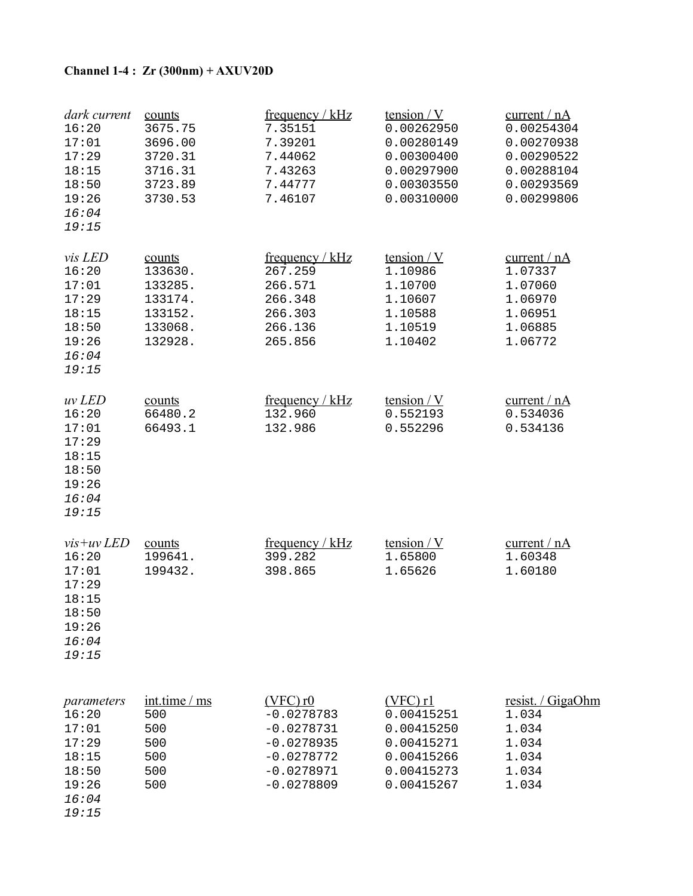**Channel 1-4 : Zr (300nm) + AXUV20D**

| *dark current* | counts | frequency / kHz | tension / V | current / nA |
|---|---|---|---|---|
| 16:20 | 3675.75 | 7.35151 | 0.00262950 | 0.00254304 |
| 17:01 | 3696.00 | 7.39201 | 0.00280149 | 0.00270938 |
| 17:29 | 3720.31 | 7.44062 | 0.00300400 | 0.00290522 |
| 18:15 | 3716.31 | 7.43263 | 0.00297900 | 0.00288104 |
| 18:50 | 3723.89 | 7.44777 | 0.00303550 | 0.00293569 |
| 19:26 | 3730.53 | 7.46107 | 0.00310000 | 0.00299806 |
| *16:04* | | | | |
| *19:15* | | | | |

| *vis LED* | counts | frequency / kHz | tension / V | current / nA |
|---|---|---|---|---|
| 16:20 | 133630. | 267.259 | 1.10986 | 1.07337 |
| 17:01 | 133285. | 266.571 | 1.10700 | 1.07060 |
| 17:29 | 133174. | 266.348 | 1.10607 | 1.06970 |
| 18:15 | 133152. | 266.303 | 1.10588 | 1.06951 |
| 18:50 | 133068. | 266.136 | 1.10519 | 1.06885 |
| 19:26 | 132928. | 265.856 | 1.10402 | 1.06772 |
| *16:04* | | | | |
| *19:15* | | | | |

| *uv LED* | counts | frequency / kHz | tension / V | current / nA |
|---|---|---|---|---|
| 16:20 | 66480.2 | 132.960 | 0.552193 | 0.534036 |
| 17:01 | 66493.1 | 132.986 | 0.552296 | 0.534136 |
| 17:29 | | | | |
| 18:15 | | | | |
| 18:50 | | | | |
| 19:26 | | | | |
| *16:04* | | | | |
| *19:15* | | | | |

| *vis+uv LED* | counts | frequency / kHz | tension / V | current / nA |
|---|---|---|---|---|
| 16:20 | 199641. | 399.282 | 1.65800 | 1.60348 |
| 17:01 | 199432. | 398.865 | 1.65626 | 1.60180 |
| 17:29 | | | | |
| 18:15 | | | | |
| 18:50 | | | | |
| 19:26 | | | | |
| *16:04* | | | | |
| *19:15* | | | | |

| *parameters* | int.time / ms | (VFC) r0 | (VFC) r1 | resist. / GigaOhm |
|---|---|---|---|---|
| 16:20 | 500 | -0.0278783 | 0.00415251 | 1.034 |
| 17:01 | 500 | -0.0278731 | 0.00415250 | 1.034 |
| 17:29 | 500 | -0.0278935 | 0.00415271 | 1.034 |
| 18:15 | 500 | -0.0278772 | 0.00415266 | 1.034 |
| 18:50 | 500 | -0.0278971 | 0.00415273 | 1.034 |
| 19:26 | 500 | -0.0278809 | 0.00415267 | 1.034 |
| *16:04* | | | | |
| *19:15* | | | | |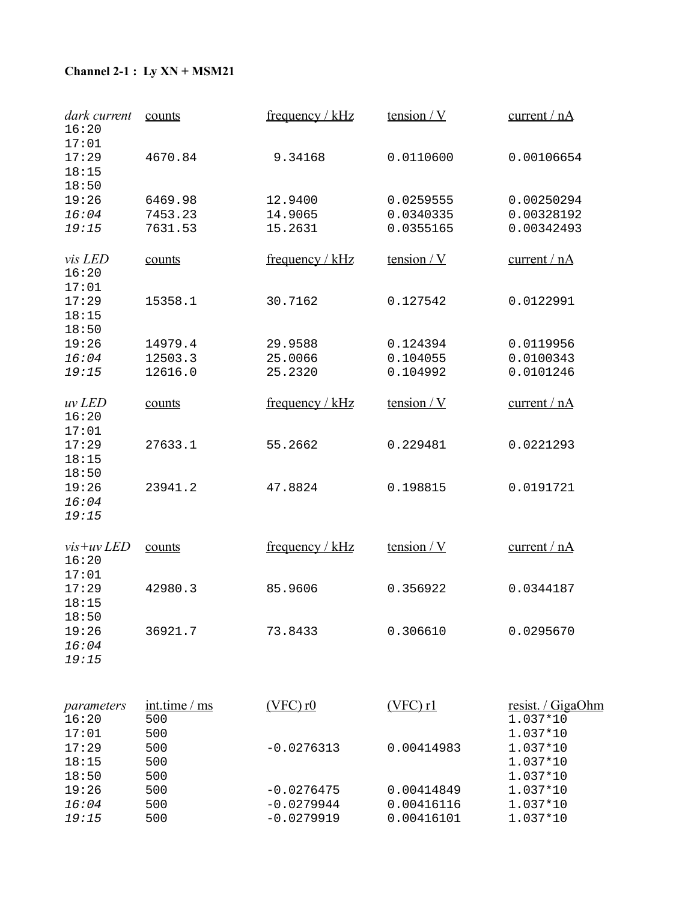**Channel 2-1 : Ly XN + MSM21**

| *dark current* | counts | frequency / kHz | tension / V | current / nA |
|---|---|---|---|---|
| 16:20 | | | | |
| 17:01 | | | | |
| 17:29 | 4670.84 | 9.34168 | 0.0110600 | 0.00106654 |
| 18:15 | | | | |
| 18:50 | | | | |
| 19:26 | 6469.98 | 12.9400 | 0.0259555 | 0.00250294 |
| *16:04* | 7453.23 | 14.9065 | 0.0340335 | 0.00328192 |
| *19:15* | 7631.53 | 15.2631 | 0.0355165 | 0.00342493 |

| *vis LED* | counts | frequency / kHz | tension / V | current / nA |
|---|---|---|---|---|
| 16:20 | | | | |
| 17:01 | | | | |
| 17:29 | 15358.1 | 30.7162 | 0.127542 | 0.0122991 |
| 18:15 | | | | |
| 18:50 | | | | |
| 19:26 | 14979.4 | 29.9588 | 0.124394 | 0.0119956 |
| *16:04* | 12503.3 | 25.0066 | 0.104055 | 0.0100343 |
| *19:15* | 12616.0 | 25.2320 | 0.104992 | 0.0101246 |

| *uv LED* | counts | frequency / kHz | tension / V | current / nA |
|---|---|---|---|---|
| 16:20 | | | | |
| 17:01 | | | | |
| 17:29 | 27633.1 | 55.2662 | 0.229481 | 0.0221293 |
| 18:15 | | | | |
| 18:50 | | | | |
| 19:26 | 23941.2 | 47.8824 | 0.198815 | 0.0191721 |
| *16:04* | | | | |
| *19:15* | | | | |

| *vis+uv LED* | counts | frequency / kHz | tension / V | current / nA |
|---|---|---|---|---|
| 16:20 | | | | |
| 17:01 | | | | |
| 17:29 | 42980.3 | 85.9606 | 0.356922 | 0.0344187 |
| 18:15 | | | | |
| 18:50 | | | | |
| 19:26 | 36921.7 | 73.8433 | 0.306610 | 0.0295670 |
| *16:04* | | | | |
| *19:15* | | | | |

| *parameters* | int.time / ms | (VFC) r0 | (VFC) r1 | resist. / GigaOhm |
|---|---|---|---|---|
| 16:20 | 500 | | | 1.037*10 |
| 17:01 | 500 | | | 1.037*10 |
| 17:29 | 500 | -0.0276313 | 0.00414983 | 1.037*10 |
| 18:15 | 500 | | | 1.037*10 |
| 18:50 | 500 | | | 1.037*10 |
| 19:26 | 500 | -0.0276475 | 0.00414849 | 1.037*10 |
| *16:04* | 500 | -0.0279944 | 0.00416116 | 1.037*10 |
| *19:15* | 500 | -0.0279919 | 0.00416101 | 1.037*10 |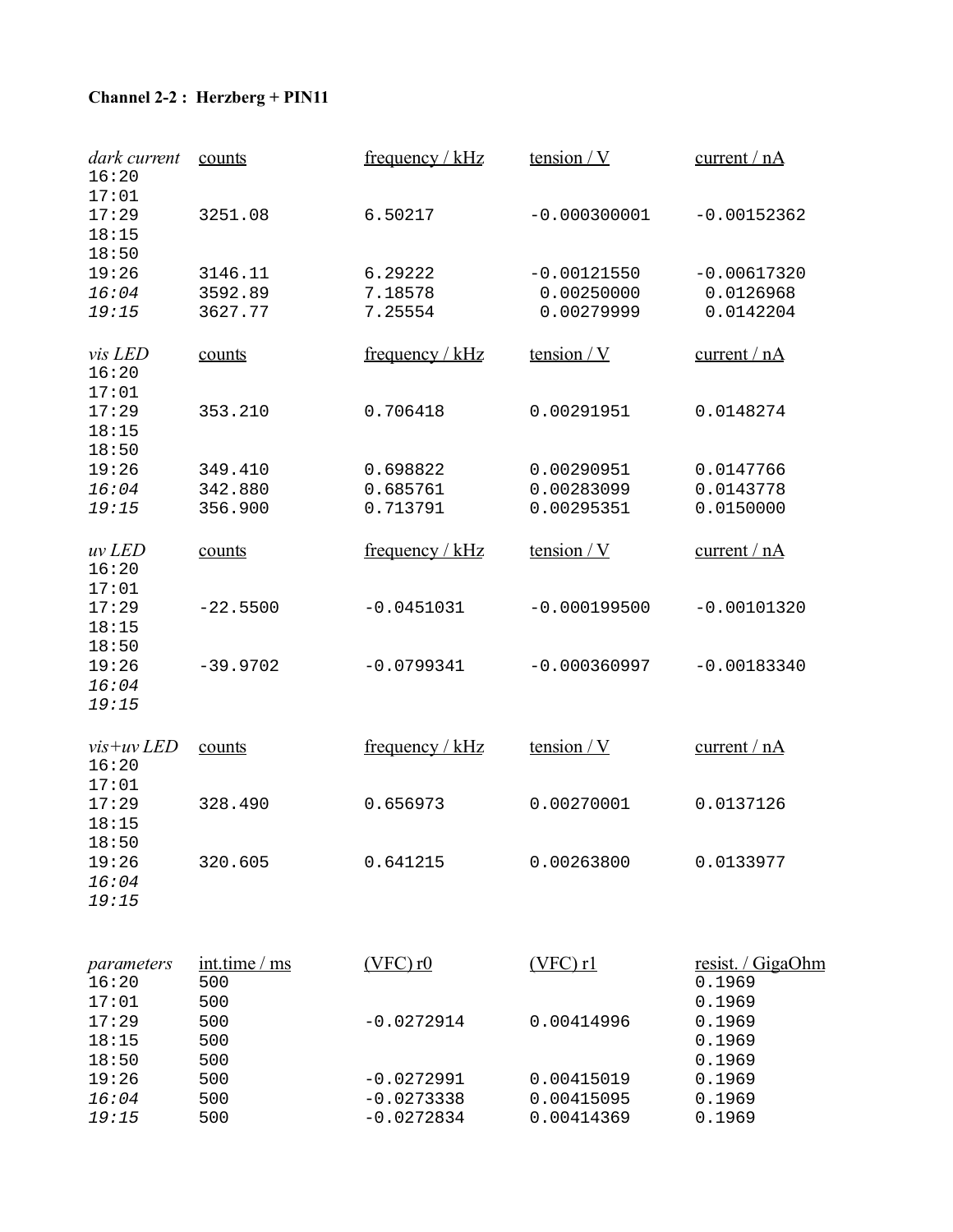**Channel 2-2 : Herzberg + PIN11**

| *dark current* | counts | frequency / kHz | tension / V | current / nA |
|---|---|---|---|---|
| 16:20 | | | | |
| 17:01 | | | | |
| 17:29 | 3251.08 | 6.50217 | -0.000300001 | -0.00152362 |
| 18:15 | | | | |
| 18:50 | | | | |
| 19:26 | 3146.11 | 6.29222 | -0.00121550 | -0.00617320 |
| *16:04* | 3592.89 | 7.18578 | 0.00250000 | 0.0126968 |
| *19:15* | 3627.77 | 7.25554 | 0.00279999 | 0.0142204 |

| *vis LED* | counts | frequency / kHz | tension / V | current / nA |
|---|---|---|---|---|
| 16:20 | | | | |
| 17:01 | | | | |
| 17:29 | 353.210 | 0.706418 | 0.00291951 | 0.0148274 |
| 18:15 | | | | |
| 18:50 | | | | |
| 19:26 | 349.410 | 0.698822 | 0.00290951 | 0.0147766 |
| *16:04* | 342.880 | 0.685761 | 0.00283099 | 0.0143778 |
| *19:15* | 356.900 | 0.713791 | 0.00295351 | 0.0150000 |

| *uv LED* | counts | frequency / kHz | tension / V | current / nA |
|---|---|---|---|---|
| 16:20 | | | | |
| 17:01 | | | | |
| 17:29 | -22.5500 | -0.0451031 | -0.000199500 | -0.00101320 |
| 18:15 | | | | |
| 18:50 | | | | |
| 19:26 | -39.9702 | -0.0799341 | -0.000360997 | -0.00183340 |
| *16:04* | | | | |
| *19:15* | | | | |

| *vis+uv LED* | counts | frequency / kHz | tension / V | current / nA |
|---|---|---|---|---|
| 16:20 | | | | |
| 17:01 | | | | |
| 17:29 | 328.490 | 0.656973 | 0.00270001 | 0.0137126 |
| 18:15 | | | | |
| 18:50 | | | | |
| 19:26 | 320.605 | 0.641215 | 0.00263800 | 0.0133977 |
| *16:04* | | | | |
| *19:15* | | | | |

| *parameters* | int.time / ms | (VFC) r0 | (VFC) r1 | resist. / GigaOhm |
|---|---|---|---|---|
| 16:20 | 500 | | | 0.1969 |
| 17:01 | 500 | | | 0.1969 |
| 17:29 | 500 | -0.0272914 | 0.00414996 | 0.1969 |
| 18:15 | 500 | | | 0.1969 |
| 18:50 | 500 | | | 0.1969 |
| 19:26 | 500 | -0.0272991 | 0.00415019 | 0.1969 |
| *16:04* | 500 | -0.0273338 | 0.00415095 | 0.1969 |
| *19:15* | 500 | -0.0272834 | 0.00414369 | 0.1969 |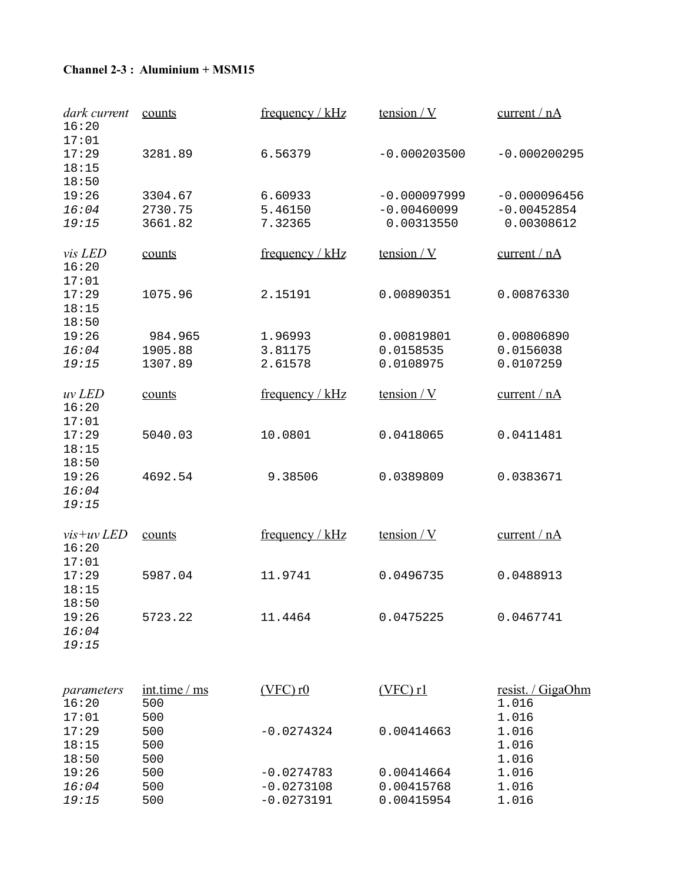**Channel 2-3 : Aluminium + MSM15**

| *dark current* | counts | frequency / kHz | tension / V | current / nA |
|---|---|---|---|---|
| 16:20 | | | | |
| 17:01 | | | | |
| 17:29 | 3281.89 | 6.56379 | -0.000203500 | -0.000200295 |
| 18:15 | | | | |
| 18:50 | | | | |
| 19:26 | 3304.67 | 6.60933 | -0.000097999 | -0.000096456 |
| *16:04* | 2730.75 | 5.46150 | -0.00460099 | -0.00452854 |
| *19:15* | 3661.82 | 7.32365 | 0.00313550 | 0.00308612 |

| *vis LED* | counts | frequency / kHz | tension / V | current / nA |
|---|---|---|---|---|
| 16:20 | | | | |
| 17:01 | | | | |
| 17:29 | 1075.96 | 2.15191 | 0.00890351 | 0.00876330 |
| 18:15 | | | | |
| 18:50 | | | | |
| 19:26 | 984.965 | 1.96993 | 0.00819801 | 0.00806890 |
| *16:04* | 1905.88 | 3.81175 | 0.0158535 | 0.0156038 |
| *19:15* | 1307.89 | 2.61578 | 0.0108975 | 0.0107259 |

| *uv LED* | counts | frequency / kHz | tension / V | current / nA |
|---|---|---|---|---|
| 16:20 | | | | |
| 17:01 | | | | |
| 17:29 | 5040.03 | 10.0801 | 0.0418065 | 0.0411481 |
| 18:15 | | | | |
| 18:50 | | | | |
| 19:26 | 4692.54 | 9.38506 | 0.0389809 | 0.0383671 |
| *16:04* | | | | |
| *19:15* | | | | |

| *vis+uv LED* | counts | frequency / kHz | tension / V | current / nA |
|---|---|---|---|---|
| 16:20 | | | | |
| 17:01 | | | | |
| 17:29 | 5987.04 | 11.9741 | 0.0496735 | 0.0488913 |
| 18:15 | | | | |
| 18:50 | | | | |
| 19:26 | 5723.22 | 11.4464 | 0.0475225 | 0.0467741 |
| *16:04* | | | | |
| *19:15* | | | | |

| *parameters* | int.time / ms | (VFC) r0 | (VFC) r1 | resist. / GigaOhm |
|---|---|---|---|---|
| 16:20 | 500 | | | 1.016 |
| 17:01 | 500 | | | 1.016 |
| 17:29 | 500 | -0.0274324 | 0.00414663 | 1.016 |
| 18:15 | 500 | | | 1.016 |
| 18:50 | 500 | | | 1.016 |
| 19:26 | 500 | -0.0274783 | 0.00414664 | 1.016 |
| *16:04* | 500 | -0.0273108 | 0.00415768 | 1.016 |
| *19:15* | 500 | -0.0273191 | 0.00415954 | 1.016 |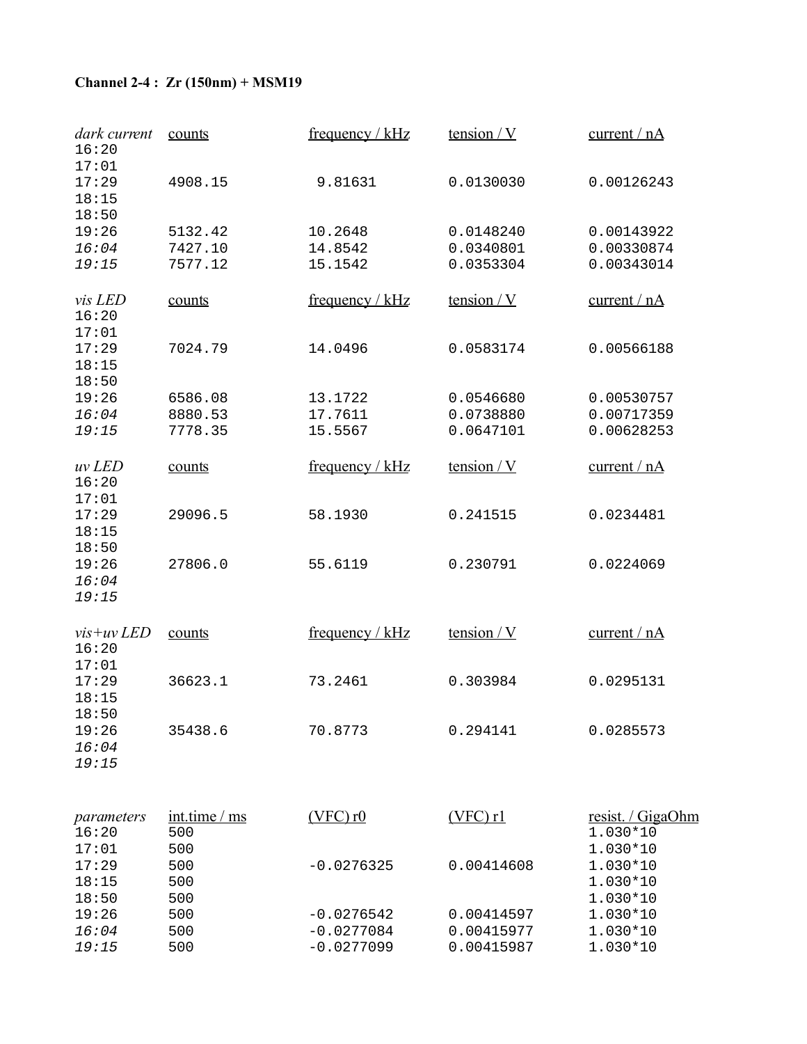**Channel 2-4 : Zr (150nm) + MSM19**

| *dark current* | counts | frequency / kHz | tension / V | current / nA |
|---|---|---|---|---|
| 16:20 | | | | |
| 17:01 | | | | |
| 17:29 | 4908.15 | 9.81631 | 0.0130030 | 0.00126243 |
| 18:15 | | | | |
| 18:50 | | | | |
| 19:26 | 5132.42 | 10.2648 | 0.0148240 | 0.00143922 |
| *16:04* | 7427.10 | 14.8542 | 0.0340801 | 0.00330874 |
| *19:15* | 7577.12 | 15.1542 | 0.0353304 | 0.00343014 |

| *vis LED* | counts | frequency / kHz | tension / V | current / nA |
|---|---|---|---|---|
| 16:20 | | | | |
| 17:01 | | | | |
| 17:29 | 7024.79 | 14.0496 | 0.0583174 | 0.00566188 |
| 18:15 | | | | |
| 18:50 | | | | |
| 19:26 | 6586.08 | 13.1722 | 0.0546680 | 0.00530757 |
| *16:04* | 8880.53 | 17.7611 | 0.0738880 | 0.00717359 |
| *19:15* | 7778.35 | 15.5567 | 0.0647101 | 0.00628253 |

| *uv LED* | counts | frequency / kHz | tension / V | current / nA |
|---|---|---|---|---|
| 16:20 | | | | |
| 17:01 | | | | |
| 17:29 | 29096.5 | 58.1930 | 0.241515 | 0.0234481 |
| 18:15 | | | | |
| 18:50 | | | | |
| 19:26 | 27806.0 | 55.6119 | 0.230791 | 0.0224069 |
| *16:04* | | | | |
| *19:15* | | | | |

| *vis+uv LED* | counts | frequency / kHz | tension / V | current / nA |
|---|---|---|---|---|
| 16:20 | | | | |
| 17:01 | | | | |
| 17:29 | 36623.1 | 73.2461 | 0.303984 | 0.0295131 |
| 18:15 | | | | |
| 18:50 | | | | |
| 19:26 | 35438.6 | 70.8773 | 0.294141 | 0.0285573 |
| *16:04* | | | | |
| *19:15* | | | | |

| *parameters* | int.time / ms | (VFC) r0 | (VFC) r1 | resist. / GigaOhm |
|---|---|---|---|---|
| 16:20 | 500 | | | 1.030*10 |
| 17:01 | 500 | | | 1.030*10 |
| 17:29 | 500 | -0.0276325 | 0.00414608 | 1.030*10 |
| 18:15 | 500 | | | 1.030*10 |
| 18:50 | 500 | | | 1.030*10 |
| 19:26 | 500 | -0.0276542 | 0.00414597 | 1.030*10 |
| *16:04* | 500 | -0.0277084 | 0.00415977 | 1.030*10 |
| *19:15* | 500 | -0.0277099 | 0.00415987 | 1.030*10 |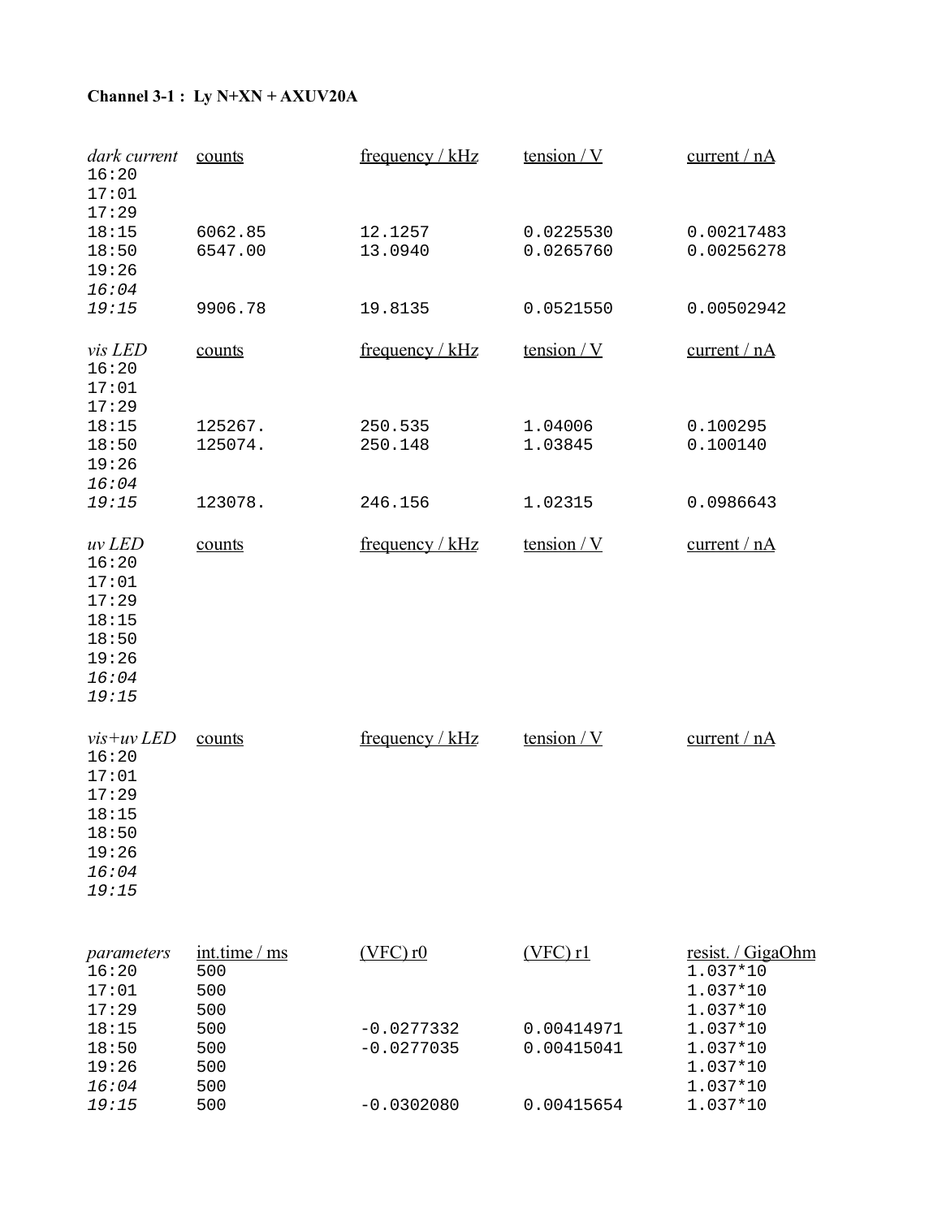**Channel 3-1 :  Ly N+XN + AXUV20A**

| *dark current* | counts | frequency / kHz | tension / V | current / nA |
|---|---|---|---|---|
| 16:20 | | | | |
| 17:01 | | | | |
| 17:29 | | | | |
| 18:15 | 6062.85 | 12.1257 | 0.0225530 | 0.00217483 |
| 18:50 | 6547.00 | 13.0940 | 0.0265760 | 0.00256278 |
| 19:26 | | | | |
| *16:04* | | | | |
| *19:15* | 9906.78 | 19.8135 | 0.0521550 | 0.00502942 |

| *vis LED* | counts | frequency / kHz | tension / V | current / nA |
|---|---|---|---|---|
| 16:20 | | | | |
| 17:01 | | | | |
| 17:29 | | | | |
| 18:15 | 125267. | 250.535 | 1.04006 | 0.100295 |
| 18:50 | 125074. | 250.148 | 1.03845 | 0.100140 |
| 19:26 | | | | |
| *16:04* | | | | |
| *19:15* | 123078. | 246.156 | 1.02315 | 0.0986643 |

| *uv LED* | counts | frequency / kHz | tension / V | current / nA |
|---|---|---|---|---|
| 16:20 | | | | |
| 17:01 | | | | |
| 17:29 | | | | |
| 18:15 | | | | |
| 18:50 | | | | |
| 19:26 | | | | |
| *16:04* | | | | |
| *19:15* | | | | |

| *vis+uv LED* | counts | frequency / kHz | tension / V | current / nA |
|---|---|---|---|---|
| 16:20 | | | | |
| 17:01 | | | | |
| 17:29 | | | | |
| 18:15 | | | | |
| 18:50 | | | | |
| 19:26 | | | | |
| *16:04* | | | | |
| *19:15* | | | | |

| *parameters* | int.time / ms | (VFC) r0 | (VFC) r1 | resist. / GigaOhm |
|---|---|---|---|---|
| 16:20 | 500 | | | 1.037*10 |
| 17:01 | 500 | | | 1.037*10 |
| 17:29 | 500 | | | 1.037*10 |
| 18:15 | 500 | -0.0277332 | 0.00414971 | 1.037*10 |
| 18:50 | 500 | -0.0277035 | 0.00415041 | 1.037*10 |
| 19:26 | 500 | | | 1.037*10 |
| *16:04* | 500 | | | 1.037*10 |
| *19:15* | 500 | -0.0302080 | 0.00415654 | 1.037*10 |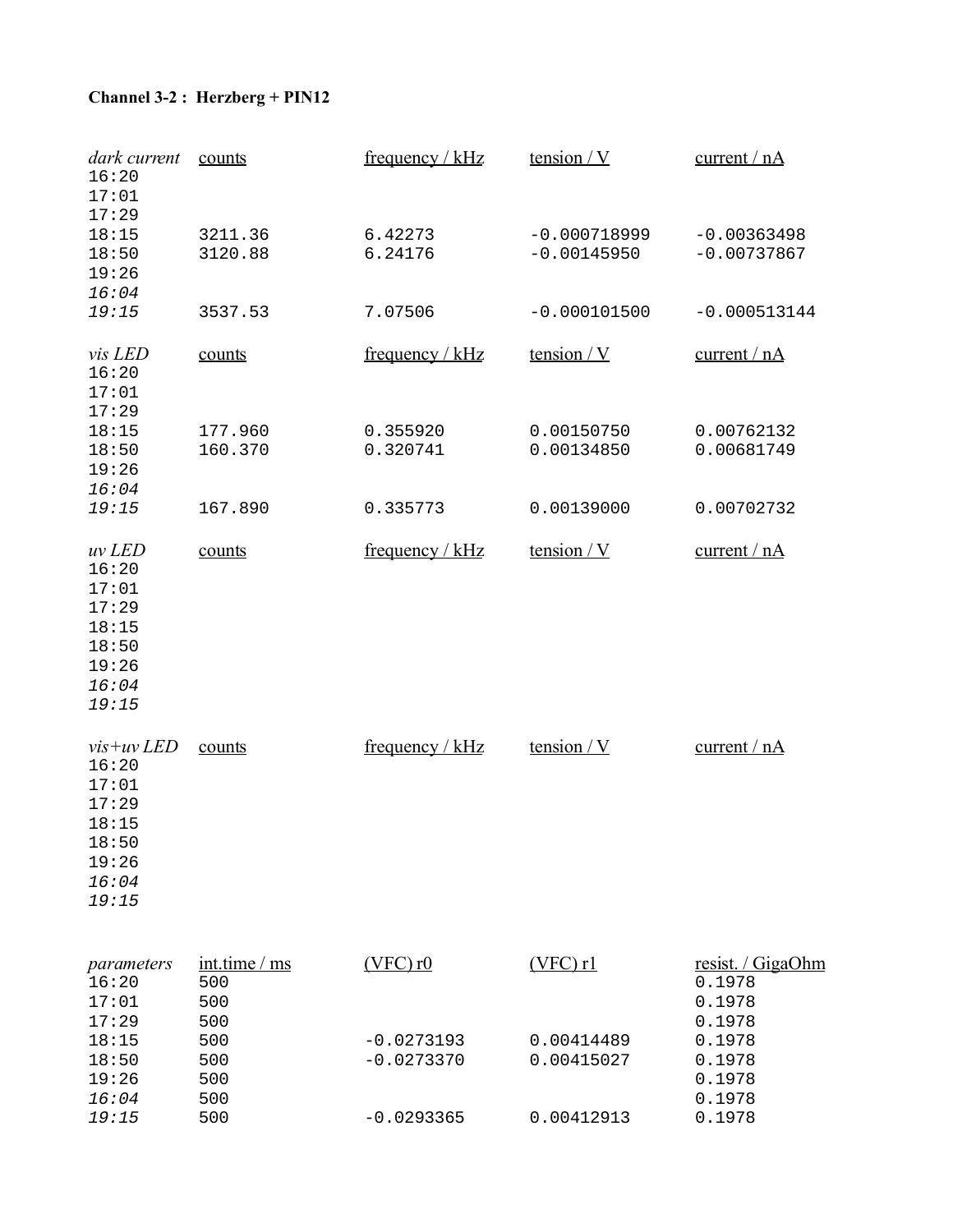**Channel 3-2 : Herzberg + PIN12**

| *dark current* | counts | frequency / kHz | tension / V | current / nA |
|---|---|---|---|---|
| 16:20 | | | | |
| 17:01 | | | | |
| 17:29 | | | | |
| 18:15 | 3211.36 | 6.42273 | -0.000718999 | -0.00363498 |
| 18:50 | 3120.88 | 6.24176 | -0.00145950 | -0.00737867 |
| 19:26 | | | | |
| *16:04* | | | | |
| *19:15* | 3537.53 | 7.07506 | -0.000101500 | -0.000513144 |

| *vis LED* | counts | frequency / kHz | tension / V | current / nA |
|---|---|---|---|---|
| 16:20 | | | | |
| 17:01 | | | | |
| 17:29 | | | | |
| 18:15 | 177.960 | 0.355920 | 0.00150750 | 0.00762132 |
| 18:50 | 160.370 | 0.320741 | 0.00134850 | 0.00681749 |
| 19:26 | | | | |
| *16:04* | | | | |
| *19:15* | 167.890 | 0.335773 | 0.00139000 | 0.00702732 |

| *uv LED* | counts | frequency / kHz | tension / V | current / nA |
|---|---|---|---|---|
| 16:20 | | | | |
| 17:01 | | | | |
| 17:29 | | | | |
| 18:15 | | | | |
| 18:50 | | | | |
| 19:26 | | | | |
| *16:04* | | | | |
| *19:15* | | | | |

| *vis+uv LED* | counts | frequency / kHz | tension / V | current / nA |
|---|---|---|---|---|
| 16:20 | | | | |
| 17:01 | | | | |
| 17:29 | | | | |
| 18:15 | | | | |
| 18:50 | | | | |
| 19:26 | | | | |
| *16:04* | | | | |
| *19:15* | | | | |

| *parameters* | int.time / ms | (VFC) r0 | (VFC) r1 | resist. / GigaOhm |
|---|---|---|---|---|
| 16:20 | 500 | | | 0.1978 |
| 17:01 | 500 | | | 0.1978 |
| 17:29 | 500 | | | 0.1978 |
| 18:15 | 500 | -0.0273193 | 0.00414489 | 0.1978 |
| 18:50 | 500 | -0.0273370 | 0.00415027 | 0.1978 |
| 19:26 | 500 | | | 0.1978 |
| *16:04* | 500 | | | 0.1978 |
| *19:15* | 500 | -0.0293365 | 0.00412913 | 0.1978 |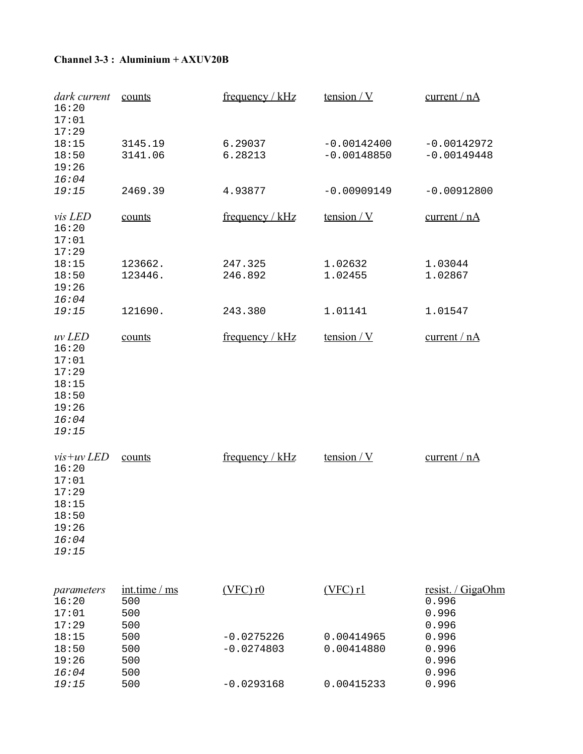**Channel 3-3 : Aluminium + AXUV20B**

| *dark current* | counts | frequency / kHz | tension / V | current / nA |
|---|---|---|---|---|
| 16:20 | | | | |
| 17:01 | | | | |
| 17:29 | | | | |
| 18:15 | 3145.19 | 6.29037 | -0.00142400 | -0.00142972 |
| 18:50 | 3141.06 | 6.28213 | -0.00148850 | -0.00149448 |
| 19:26 | | | | |
| *16:04* | | | | |
| *19:15* | 2469.39 | 4.93877 | -0.00909149 | -0.00912800 |

| *vis LED* | counts | frequency / kHz | tension / V | current / nA |
|---|---|---|---|---|
| 16:20 | | | | |
| 17:01 | | | | |
| 17:29 | | | | |
| 18:15 | 123662. | 247.325 | 1.02632 | 1.03044 |
| 18:50 | 123446. | 246.892 | 1.02455 | 1.02867 |
| 19:26 | | | | |
| *16:04* | | | | |
| *19:15* | 121690. | 243.380 | 1.01141 | 1.01547 |

| *uv LED* | counts | frequency / kHz | tension / V | current / nA |
|---|---|---|---|---|
| 16:20 | | | | |
| 17:01 | | | | |
| 17:29 | | | | |
| 18:15 | | | | |
| 18:50 | | | | |
| 19:26 | | | | |
| *16:04* | | | | |
| *19:15* | | | | |

| *vis+uv LED* | counts | frequency / kHz | tension / V | current / nA |
|---|---|---|---|---|
| 16:20 | | | | |
| 17:01 | | | | |
| 17:29 | | | | |
| 18:15 | | | | |
| 18:50 | | | | |
| 19:26 | | | | |
| *16:04* | | | | |
| *19:15* | | | | |

| *parameters* | int.time / ms | (VFC) r0 | (VFC) r1 | resist. / GigaOhm |
|---|---|---|---|---|
| 16:20 | 500 | | | 0.996 |
| 17:01 | 500 | | | 0.996 |
| 17:29 | 500 | | | 0.996 |
| 18:15 | 500 | -0.0275226 | 0.00414965 | 0.996 |
| 18:50 | 500 | -0.0274803 | 0.00414880 | 0.996 |
| 19:26 | 500 | | | 0.996 |
| *16:04* | 500 | | | 0.996 |
| *19:15* | 500 | -0.0293168 | 0.00415233 | 0.996 |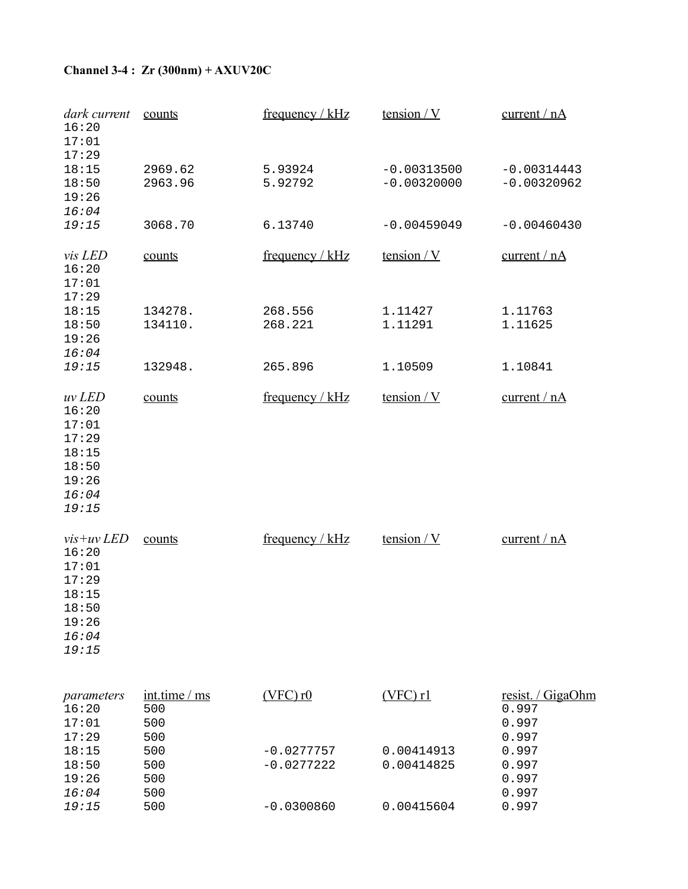**Channel 3-4 : Zr (300nm) + AXUV20C**

| *dark current* | counts | frequency / kHz | tension / V | current / nA |
|---|---|---|---|---|
| 16:20 | | | | |
| 17:01 | | | | |
| 17:29 | | | | |
| 18:15 | 2969.62 | 5.93924 | -0.00313500 | -0.00314443 |
| 18:50 | 2963.96 | 5.92792 | -0.00320000 | -0.00320962 |
| 19:26 | | | | |
| *16:04* | | | | |
| *19:15* | 3068.70 | 6.13740 | -0.00459049 | -0.00460430 |

| *vis LED* | counts | frequency / kHz | tension / V | current / nA |
|---|---|---|---|---|
| 16:20 | | | | |
| 17:01 | | | | |
| 17:29 | | | | |
| 18:15 | 134278. | 268.556 | 1.11427 | 1.11763 |
| 18:50 | 134110. | 268.221 | 1.11291 | 1.11625 |
| 19:26 | | | | |
| *16:04* | | | | |
| *19:15* | 132948. | 265.896 | 1.10509 | 1.10841 |

| *uv LED* | counts | frequency / kHz | tension / V | current / nA |
|---|---|---|---|---|
| 16:20 | | | | |
| 17:01 | | | | |
| 17:29 | | | | |
| 18:15 | | | | |
| 18:50 | | | | |
| 19:26 | | | | |
| *16:04* | | | | |
| *19:15* | | | | |

| *vis+uv LED* | counts | frequency / kHz | tension / V | current / nA |
|---|---|---|---|---|
| 16:20 | | | | |
| 17:01 | | | | |
| 17:29 | | | | |
| 18:15 | | | | |
| 18:50 | | | | |
| 19:26 | | | | |
| *16:04* | | | | |
| *19:15* | | | | |

| *parameters* | int.time / ms | (VFC) r0 | (VFC) r1 | resist. / GigaOhm |
|---|---|---|---|---|
| 16:20 | 500 | | | 0.997 |
| 17:01 | 500 | | | 0.997 |
| 17:29 | 500 | | | 0.997 |
| 18:15 | 500 | -0.0277757 | 0.00414913 | 0.997 |
| 18:50 | 500 | -0.0277222 | 0.00414825 | 0.997 |
| 19:26 | 500 | | | 0.997 |
| *16:04* | 500 | | | 0.997 |
| *19:15* | 500 | -0.0300860 | 0.00415604 | 0.997 |